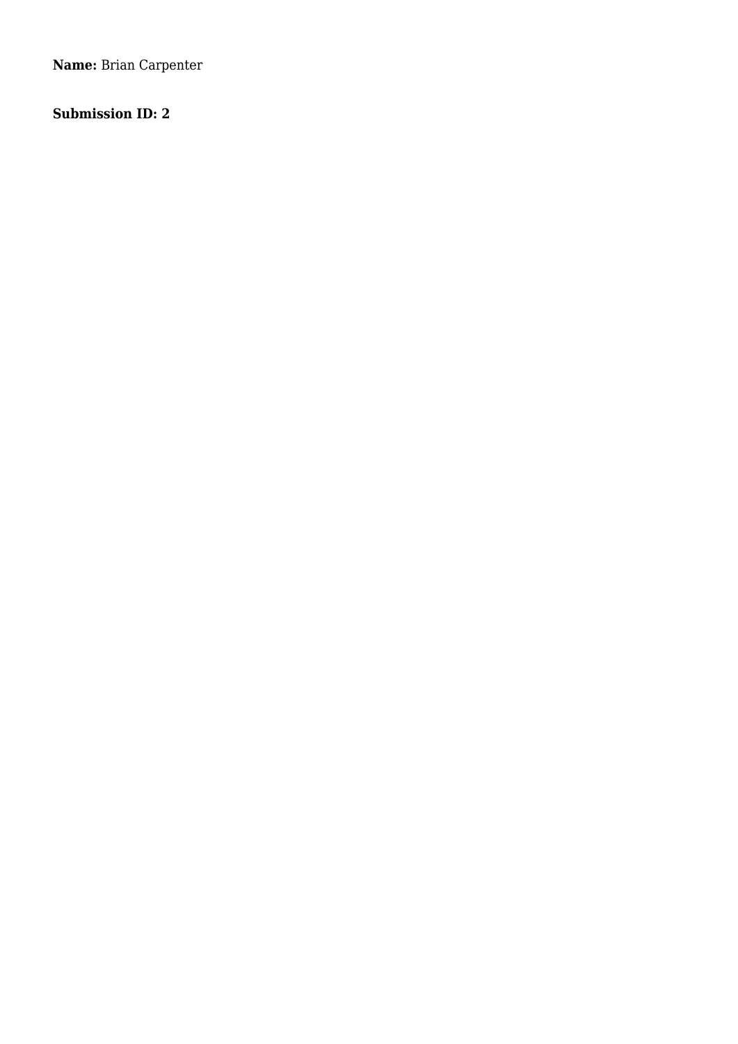**Name:** Brian Carpenter

**Submission ID: 2**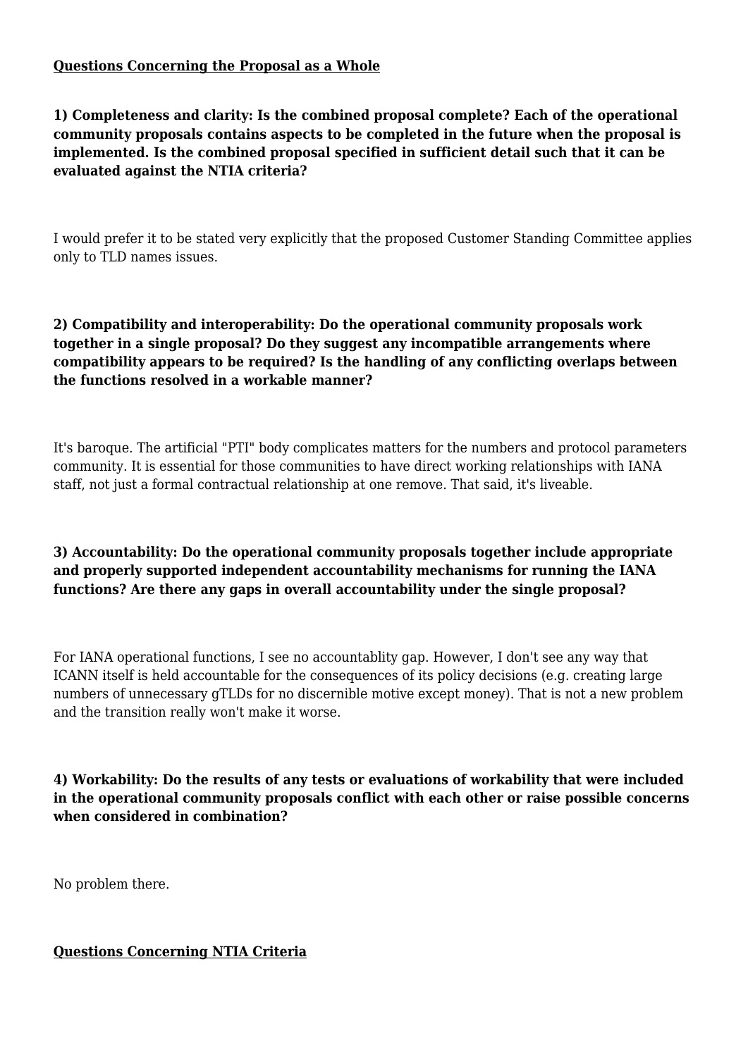**Questions Concerning the Proposal as a Whole**

**1) Completeness and clarity: Is the combined proposal complete? Each of the operational community proposals contains aspects to be completed in the future when the proposal is implemented. Is the combined proposal specified in sufficient detail such that it can be evaluated against the NTIA criteria?**

I would prefer it to be stated very explicitly that the proposed Customer Standing Committee applies only to TLD names issues.

**2) Compatibility and interoperability: Do the operational community proposals work together in a single proposal? Do they suggest any incompatible arrangements where compatibility appears to be required? Is the handling of any conflicting overlaps between the functions resolved in a workable manner?**

It's baroque. The artificial "PTI" body complicates matters for the numbers and protocol parameters community. It is essential for those communities to have direct working relationships with IANA staff, not just a formal contractual relationship at one remove. That said, it's liveable.

**3) Accountability: Do the operational community proposals together include appropriate and properly supported independent accountability mechanisms for running the IANA functions? Are there any gaps in overall accountability under the single proposal?**

For IANA operational functions, I see no accountablity gap. However, I don't see any way that ICANN itself is held accountable for the consequences of its policy decisions (e.g. creating large numbers of unnecessary gTLDs for no discernible motive except money). That is not a new problem and the transition really won't make it worse.

**4) Workability: Do the results of any tests or evaluations of workability that were included in the operational community proposals conflict with each other or raise possible concerns when considered in combination?**

No problem there.

**Questions Concerning NTIA Criteria**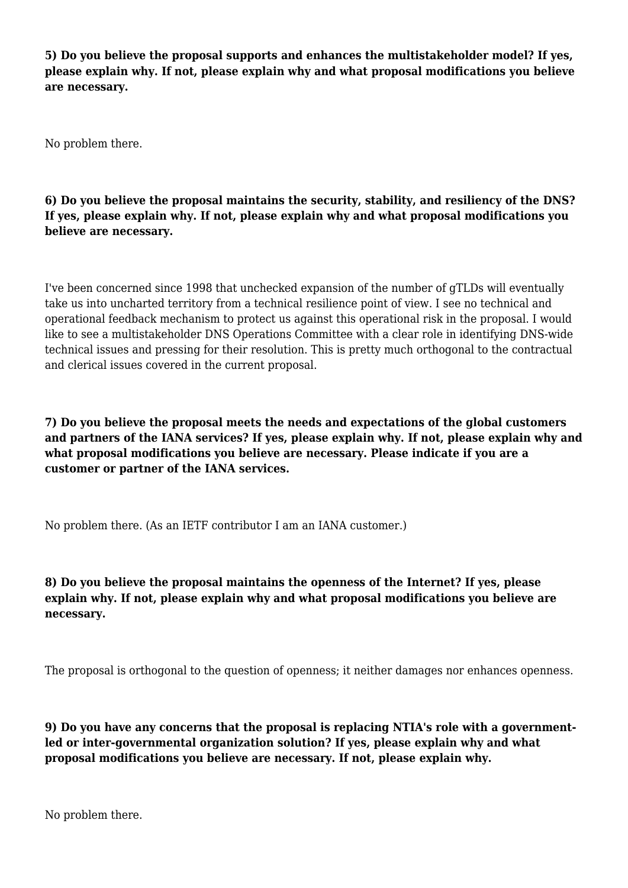**5) Do you believe the proposal supports and enhances the multistakeholder model? If yes, please explain why. If not, please explain why and what proposal modifications you believe are necessary.**

No problem there.

**6) Do you believe the proposal maintains the security, stability, and resiliency of the DNS? If yes, please explain why. If not, please explain why and what proposal modifications you believe are necessary.**

I've been concerned since 1998 that unchecked expansion of the number of gTLDs will eventually take us into uncharted territory from a technical resilience point of view. I see no technical and operational feedback mechanism to protect us against this operational risk in the proposal. I would like to see a multistakeholder DNS Operations Committee with a clear role in identifying DNS-wide technical issues and pressing for their resolution. This is pretty much orthogonal to the contractual and clerical issues covered in the current proposal.

**7) Do you believe the proposal meets the needs and expectations of the global customers and partners of the IANA services? If yes, please explain why. If not, please explain why and what proposal modifications you believe are necessary. Please indicate if you are a customer or partner of the IANA services.**

No problem there. (As an IETF contributor I am an IANA customer.)

**8) Do you believe the proposal maintains the openness of the Internet? If yes, please explain why. If not, please explain why and what proposal modifications you believe are necessary.**

The proposal is orthogonal to the question of openness; it neither damages nor enhances openness.

**9) Do you have any concerns that the proposal is replacing NTIA's role with a government-led or inter-governmental organization solution? If yes, please explain why and what proposal modifications you believe are necessary. If not, please explain why.**

No problem there.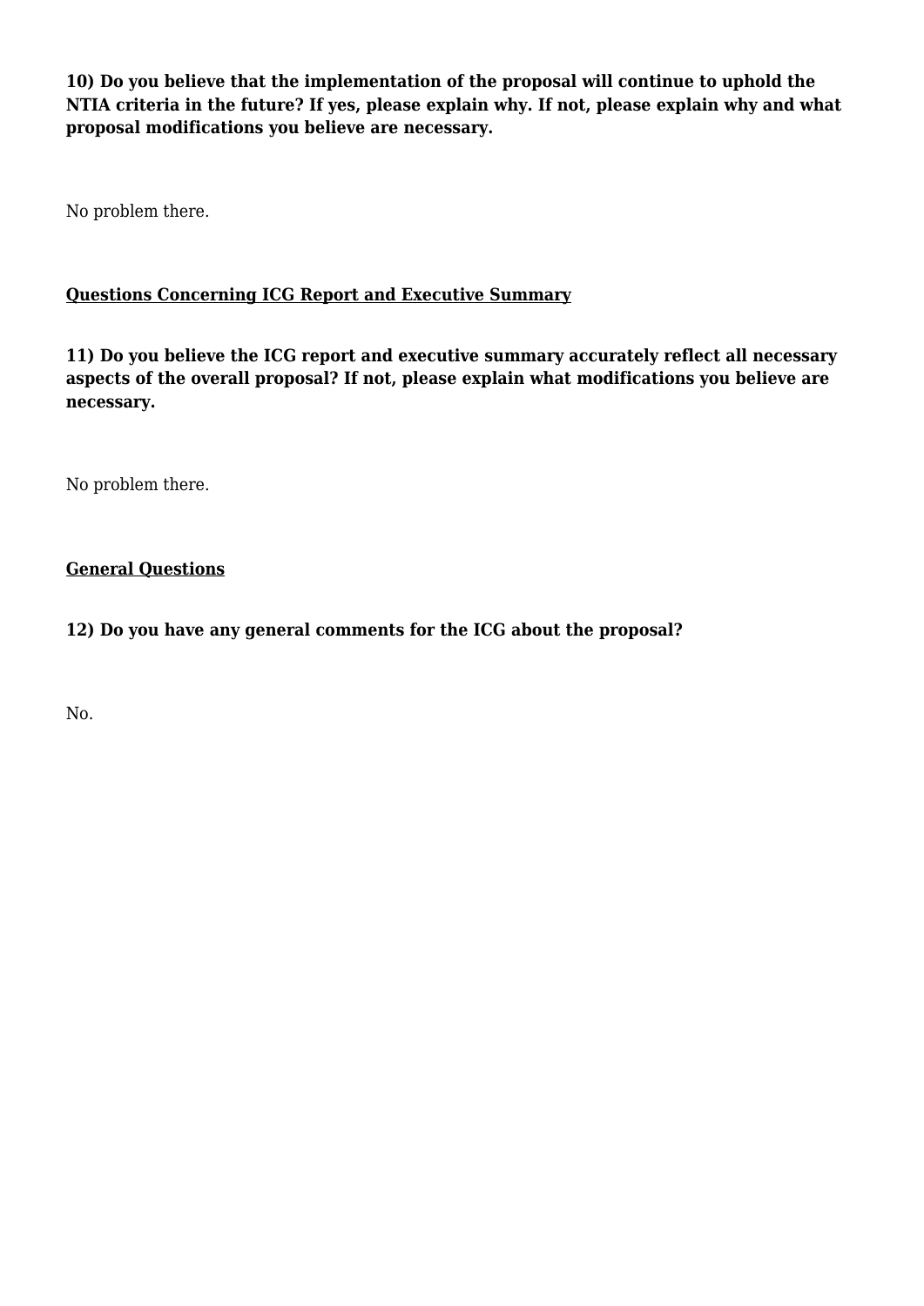**10) Do you believe that the implementation of the proposal will continue to uphold the NTIA criteria in the future? If yes, please explain why. If not, please explain why and what proposal modifications you believe are necessary.**

No problem there.

**<u>Questions Concerning ICG Report and Executive Summary</u>**

**11) Do you believe the ICG report and executive summary accurately reflect all necessary aspects of the overall proposal? If not, please explain what modifications you believe are necessary.**

No problem there.

**<u>General Questions</u>**

**12) Do you have any general comments for the ICG about the proposal?**

No.